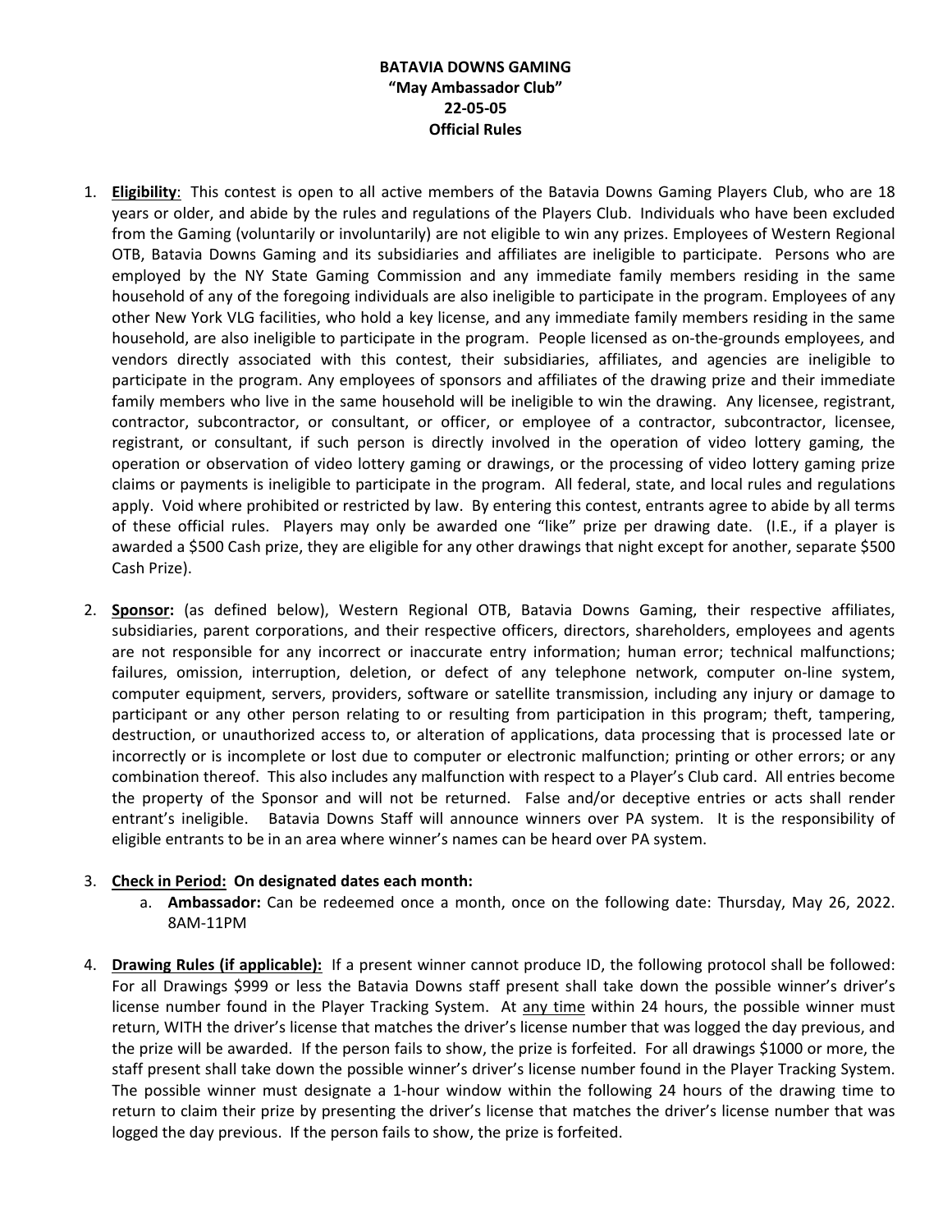**BATAVIA DOWNS GAMING**
**"May Ambassador Club"**
**22-05-05**
**Official Rules**

1. **Eligibility**: This contest is open to all active members of the Batavia Downs Gaming Players Club, who are 18 years or older, and abide by the rules and regulations of the Players Club. Individuals who have been excluded from the Gaming (voluntarily or involuntarily) are not eligible to win any prizes. Employees of Western Regional OTB, Batavia Downs Gaming and its subsidiaries and affiliates are ineligible to participate. Persons who are employed by the NY State Gaming Commission and any immediate family members residing in the same household of any of the foregoing individuals are also ineligible to participate in the program. Employees of any other New York VLG facilities, who hold a key license, and any immediate family members residing in the same household, are also ineligible to participate in the program. People licensed as on-the-grounds employees, and vendors directly associated with this contest, their subsidiaries, affiliates, and agencies are ineligible to participate in the program. Any employees of sponsors and affiliates of the drawing prize and their immediate family members who live in the same household will be ineligible to win the drawing. Any licensee, registrant, contractor, subcontractor, or consultant, or officer, or employee of a contractor, subcontractor, licensee, registrant, or consultant, if such person is directly involved in the operation of video lottery gaming, the operation or observation of video lottery gaming or drawings, or the processing of video lottery gaming prize claims or payments is ineligible to participate in the program. All federal, state, and local rules and regulations apply. Void where prohibited or restricted by law. By entering this contest, entrants agree to abide by all terms of these official rules. Players may only be awarded one "like" prize per drawing date. (I.E., if a player is awarded a $500 Cash prize, they are eligible for any other drawings that night except for another, separate $500 Cash Prize).

2. **Sponsor:** (as defined below), Western Regional OTB, Batavia Downs Gaming, their respective affiliates, subsidiaries, parent corporations, and their respective officers, directors, shareholders, employees and agents are not responsible for any incorrect or inaccurate entry information; human error; technical malfunctions; failures, omission, interruption, deletion, or defect of any telephone network, computer on-line system, computer equipment, servers, providers, software or satellite transmission, including any injury or damage to participant or any other person relating to or resulting from participation in this program; theft, tampering, destruction, or unauthorized access to, or alteration of applications, data processing that is processed late or incorrectly or is incomplete or lost due to computer or electronic malfunction; printing or other errors; or any combination thereof. This also includes any malfunction with respect to a Player's Club card. All entries become the property of the Sponsor and will not be returned. False and/or deceptive entries or acts shall render entrant's ineligible. Batavia Downs Staff will announce winners over PA system. It is the responsibility of eligible entrants to be in an area where winner's names can be heard over PA system.

3. **Check in Period: On designated dates each month:**
   a. **Ambassador:** Can be redeemed once a month, once on the following date: Thursday, May 26, 2022. 8AM-11PM

4. **Drawing Rules (if applicable):** If a present winner cannot produce ID, the following protocol shall be followed: For all Drawings $999 or less the Batavia Downs staff present shall take down the possible winner's driver's license number found in the Player Tracking System. At any time within 24 hours, the possible winner must return, WITH the driver's license that matches the driver's license number that was logged the day previous, and the prize will be awarded. If the person fails to show, the prize is forfeited. For all drawings $1000 or more, the staff present shall take down the possible winner's driver's license number found in the Player Tracking System. The possible winner must designate a 1-hour window within the following 24 hours of the drawing time to return to claim their prize by presenting the driver's license that matches the driver's license number that was logged the day previous. If the person fails to show, the prize is forfeited.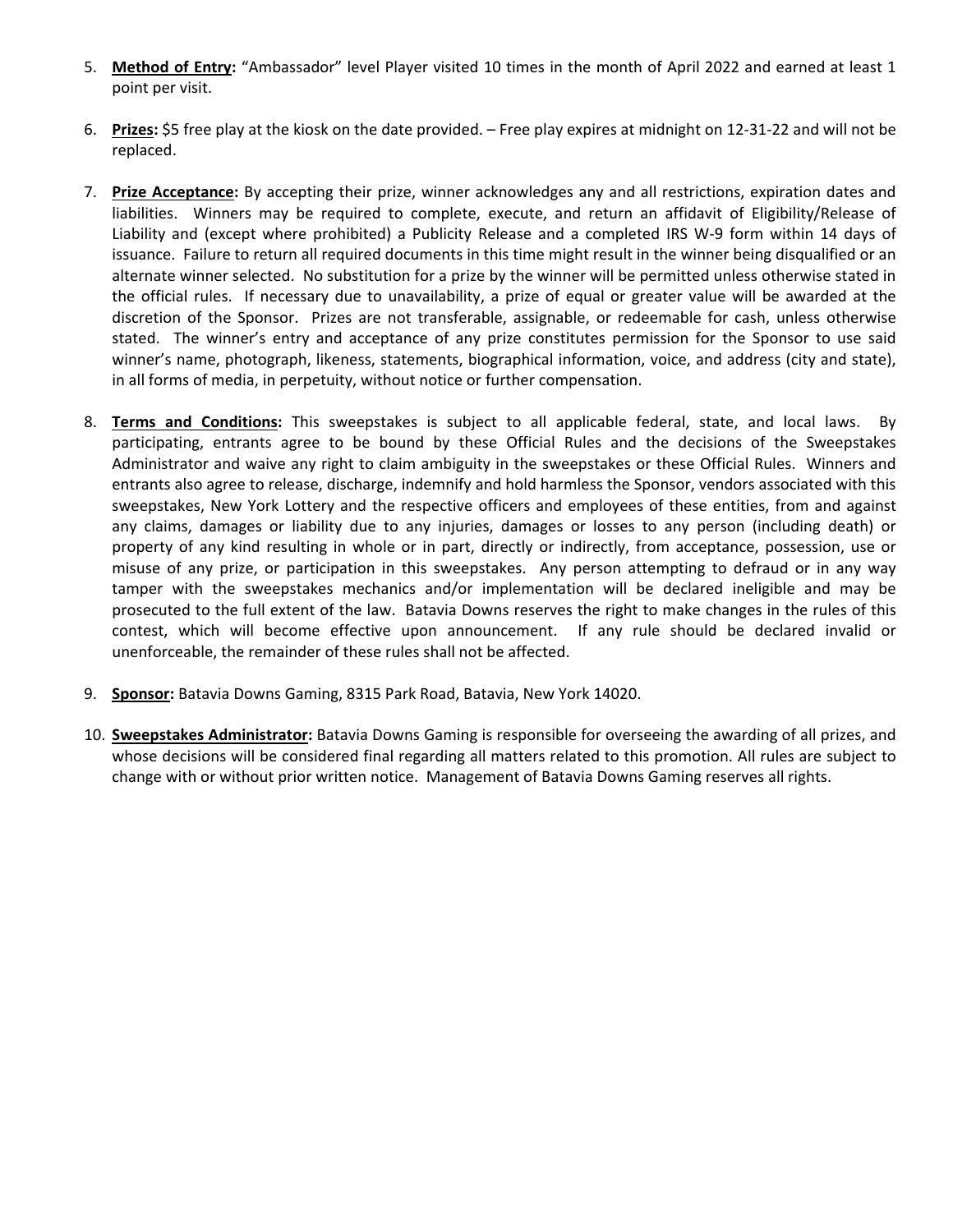5. **Method of Entry:** “Ambassador” level Player visited 10 times in the month of April 2022 and earned at least 1 point per visit.

6. **Prizes:** $5 free play at the kiosk on the date provided. – Free play expires at midnight on 12-31-22 and will not be replaced.

7. **Prize Acceptance:** By accepting their prize, winner acknowledges any and all restrictions, expiration dates and liabilities. Winners may be required to complete, execute, and return an affidavit of Eligibility/Release of Liability and (except where prohibited) a Publicity Release and a completed IRS W-9 form within 14 days of issuance. Failure to return all required documents in this time might result in the winner being disqualified or an alternate winner selected. No substitution for a prize by the winner will be permitted unless otherwise stated in the official rules. If necessary due to unavailability, a prize of equal or greater value will be awarded at the discretion of the Sponsor. Prizes are not transferable, assignable, or redeemable for cash, unless otherwise stated. The winner’s entry and acceptance of any prize constitutes permission for the Sponsor to use said winner’s name, photograph, likeness, statements, biographical information, voice, and address (city and state), in all forms of media, in perpetuity, without notice or further compensation.

8. **Terms and Conditions:** This sweepstakes is subject to all applicable federal, state, and local laws. By participating, entrants agree to be bound by these Official Rules and the decisions of the Sweepstakes Administrator and waive any right to claim ambiguity in the sweepstakes or these Official Rules. Winners and entrants also agree to release, discharge, indemnify and hold harmless the Sponsor, vendors associated with this sweepstakes, New York Lottery and the respective officers and employees of these entities, from and against any claims, damages or liability due to any injuries, damages or losses to any person (including death) or property of any kind resulting in whole or in part, directly or indirectly, from acceptance, possession, use or misuse of any prize, or participation in this sweepstakes. Any person attempting to defraud or in any way tamper with the sweepstakes mechanics and/or implementation will be declared ineligible and may be prosecuted to the full extent of the law. Batavia Downs reserves the right to make changes in the rules of this contest, which will become effective upon announcement. If any rule should be declared invalid or unenforceable, the remainder of these rules shall not be affected.

9. **Sponsor:** Batavia Downs Gaming, 8315 Park Road, Batavia, New York 14020.

10. **Sweepstakes Administrator:** Batavia Downs Gaming is responsible for overseeing the awarding of all prizes, and whose decisions will be considered final regarding all matters related to this promotion. All rules are subject to change with or without prior written notice. Management of Batavia Downs Gaming reserves all rights.